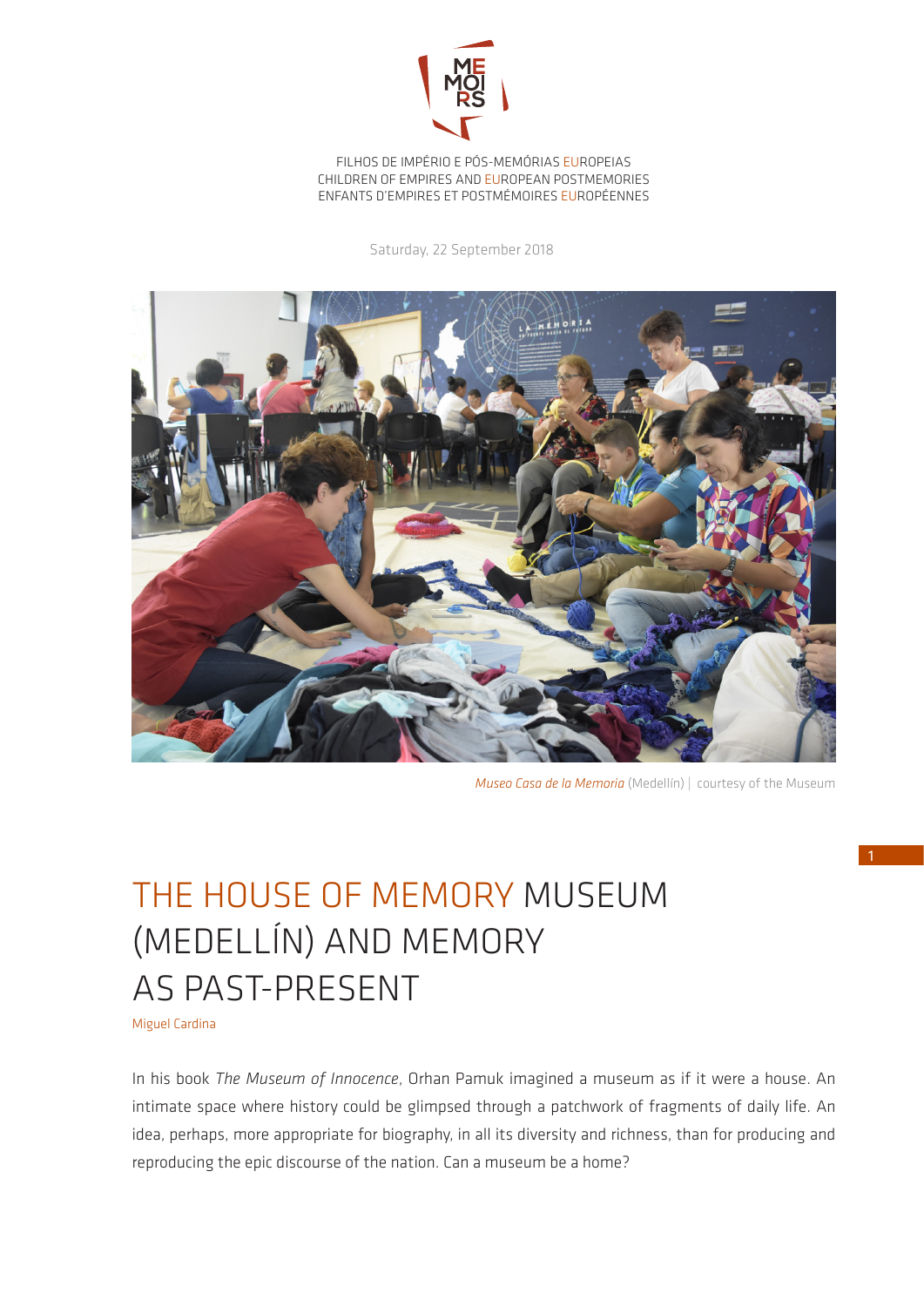FILHOS DE IMPÉRIO E PÓS-MEMÓRIAS EUROPEIAS
CHILDREN OF EMPIRES AND EUROPEAN POSTMEMORIES
ENFANTS D'EMPIRES ET POSTMÉMOIRES EUROPÉENNES

Saturday, 22 September 2018

*Museo Casa de la Memoria* (Medellín) | courtesy of the Museum

# THE HOUSE OF MEMORY MUSEUM (MEDELLÍN) AND MEMORY AS PAST-PRESENT

Miguel Cardina

In his book *The Museum of Innocence*, Orhan Pamuk imagined a museum as if it were a house. An intimate space where history could be glimpsed through a patchwork of fragments of daily life. An idea, perhaps, more appropriate for biography, in all its diversity and richness, than for producing and reproducing the epic discourse of the nation. Can a museum be a home?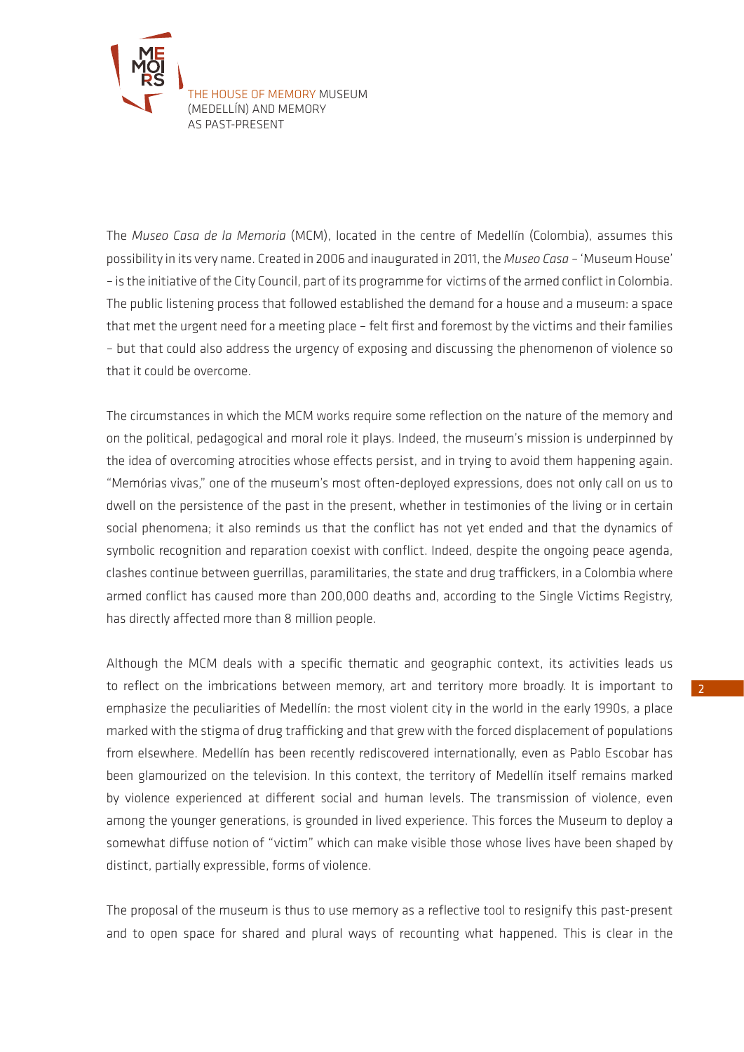The *Museo Casa de la Memoria* (MCM), located in the centre of Medellín (Colombia), assumes this possibility in its very name. Created in 2006 and inaugurated in 2011, the *Museo Casa* – 'Museum House' – is the initiative of the City Council, part of its programme for victims of the armed conflict in Colombia. The public listening process that followed established the demand for a house and a museum: a space that met the urgent need for a meeting place – felt first and foremost by the victims and their families – but that could also address the urgency of exposing and discussing the phenomenon of violence so that it could be overcome.

The circumstances in which the MCM works require some reflection on the nature of the memory and on the political, pedagogical and moral role it plays. Indeed, the museum's mission is underpinned by the idea of overcoming atrocities whose effects persist, and in trying to avoid them happening again. "Memórias vivas," one of the museum's most often-deployed expressions, does not only call on us to dwell on the persistence of the past in the present, whether in testimonies of the living or in certain social phenomena; it also reminds us that the conflict has not yet ended and that the dynamics of symbolic recognition and reparation coexist with conflict. Indeed, despite the ongoing peace agenda, clashes continue between guerrillas, paramilitaries, the state and drug traffickers, in a Colombia where armed conflict has caused more than 200,000 deaths and, according to the Single Victims Registry, has directly affected more than 8 million people.

Although the MCM deals with a specific thematic and geographic context, its activities leads us to reflect on the imbrications between memory, art and territory more broadly. It is important to emphasize the peculiarities of Medellín: the most violent city in the world in the early 1990s, a place marked with the stigma of drug trafficking and that grew with the forced displacement of populations from elsewhere. Medellín has been recently rediscovered internationally, even as Pablo Escobar has been glamourized on the television. In this context, the territory of Medellín itself remains marked by violence experienced at different social and human levels. The transmission of violence, even among the younger generations, is grounded in lived experience. This forces the Museum to deploy a somewhat diffuse notion of "victim" which can make visible those whose lives have been shaped by distinct, partially expressible, forms of violence.

The proposal of the museum is thus to use memory as a reflective tool to resignify this past-present and to open space for shared and plural ways of recounting what happened. This is clear in the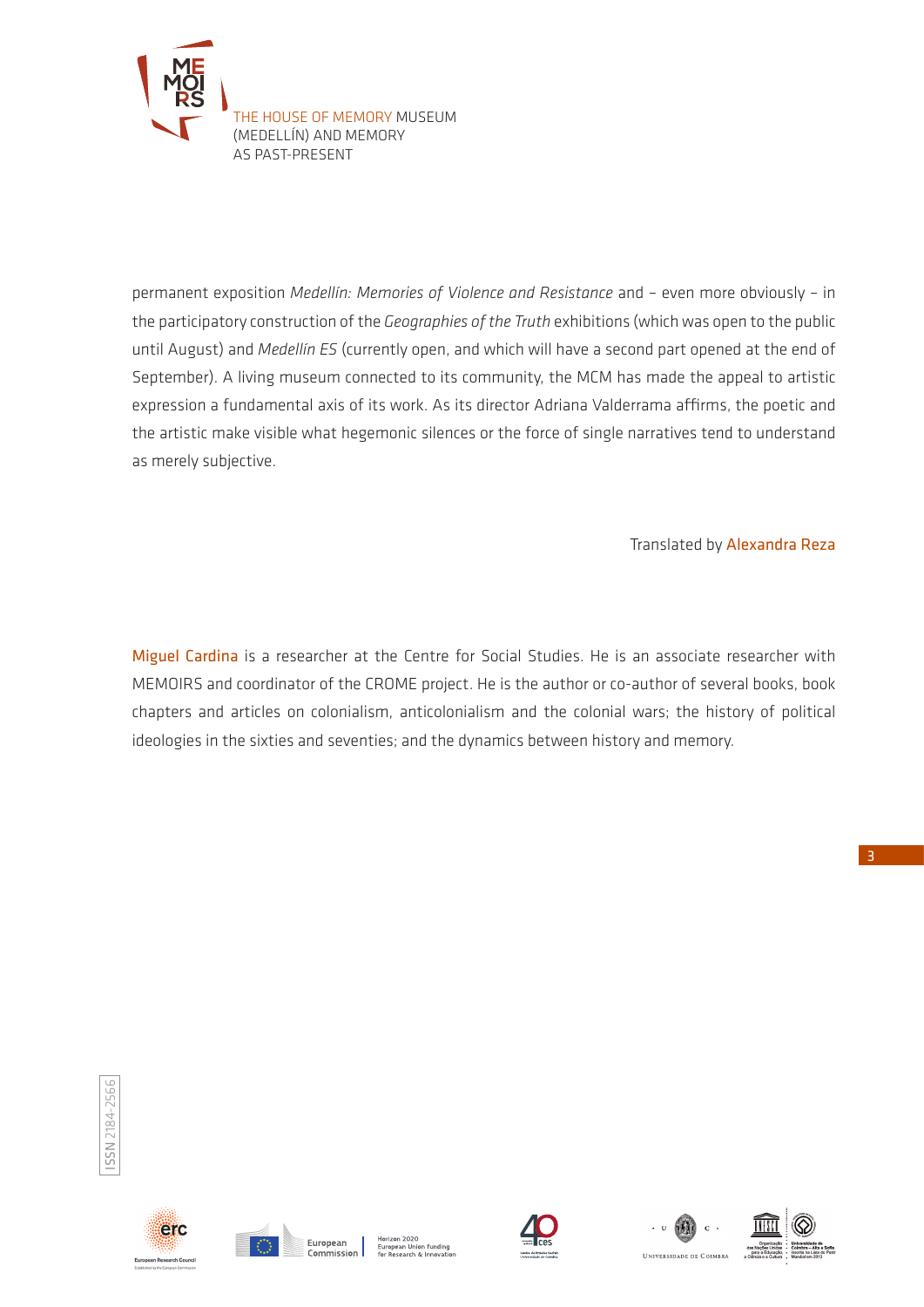permanent exposition *Medellín: Memories of Violence and Resistance* and – even more obviously – in the participatory construction of the *Geographies of the Truth* exhibitions (which was open to the public until August) and *Medellín ES* (currently open, and which will have a second part opened at the end of September). A living museum connected to its community, the MCM has made the appeal to artistic expression a fundamental axis of its work. As its director Adriana Valderrama affirms, the poetic and the artistic make visible what hegemonic silences or the force of single narratives tend to understand as merely subjective.

Translated by Alexandra Reza

Miguel Cardina is a researcher at the Centre for Social Studies. He is an associate researcher with MEMOIRS and coordinator of the CROME project. He is the author or co-author of several books, book chapters and articles on colonialism, anticolonialism and the colonial wars; the history of political ideologies in the sixties and seventies; and the dynamics between history and memory.